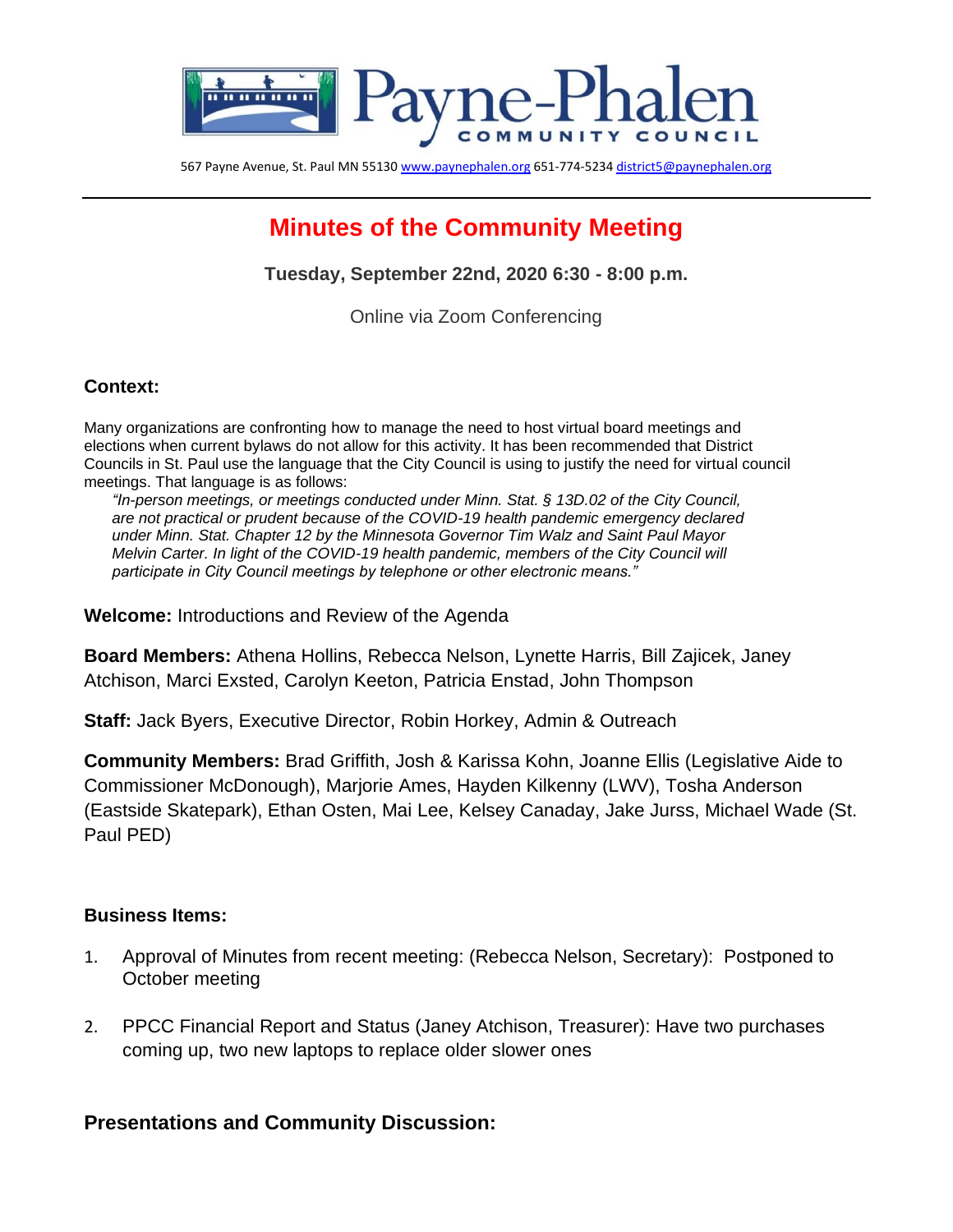Payne-Phalen COMMUNITY COUNCIL

567 Payne Avenue, St. Paul MN 55130 www.paynephalen.org 651-774-5234 district5@paynephalen.org

# Minutes of the Community Meeting

**Tuesday, September 22nd, 2020 6:30 - 8:00 p.m.**

Online via Zoom Conferencing

**Context:**

Many organizations are confronting how to manage the need to host virtual board meetings and elections when current bylaws do not allow for this activity. It has been recommended that District Councils in St. Paul use the language that the City Council is using to justify the need for virtual council meetings. That language is as follows:

> *"In-person meetings, or meetings conducted under Minn. Stat. § 13D.02 of the City Council, are not practical or prudent because of the COVID-19 health pandemic emergency declared under Minn. Stat. Chapter 12 by the Minnesota Governor Tim Walz and Saint Paul Mayor Melvin Carter. In light of the COVID-19 health pandemic, members of the City Council will participate in City Council meetings by telephone or other electronic means."*

**Welcome:** Introductions and Review of the Agenda

**Board Members:** Athena Hollins, Rebecca Nelson, Lynette Harris, Bill Zajicek, Janey Atchison, Marci Exsted, Carolyn Keeton, Patricia Enstad, John Thompson

**Staff:** Jack Byers, Executive Director, Robin Horkey, Admin & Outreach

**Community Members:** Brad Griffith, Josh & Karissa Kohn, Joanne Ellis (Legislative Aide to Commissioner McDonough), Marjorie Ames, Hayden Kilkenny (LWV), Tosha Anderson (Eastside Skatepark), Ethan Osten, Mai Lee, Kelsey Canaday, Jake Jurss, Michael Wade (St. Paul PED)

**Business Items:**

1. Approval of Minutes from recent meeting: (Rebecca Nelson, Secretary): Postponed to October meeting
2. PPCC Financial Report and Status (Janey Atchison, Treasurer): Have two purchases coming up, two new laptops to replace older slower ones

## Presentations and Community Discussion: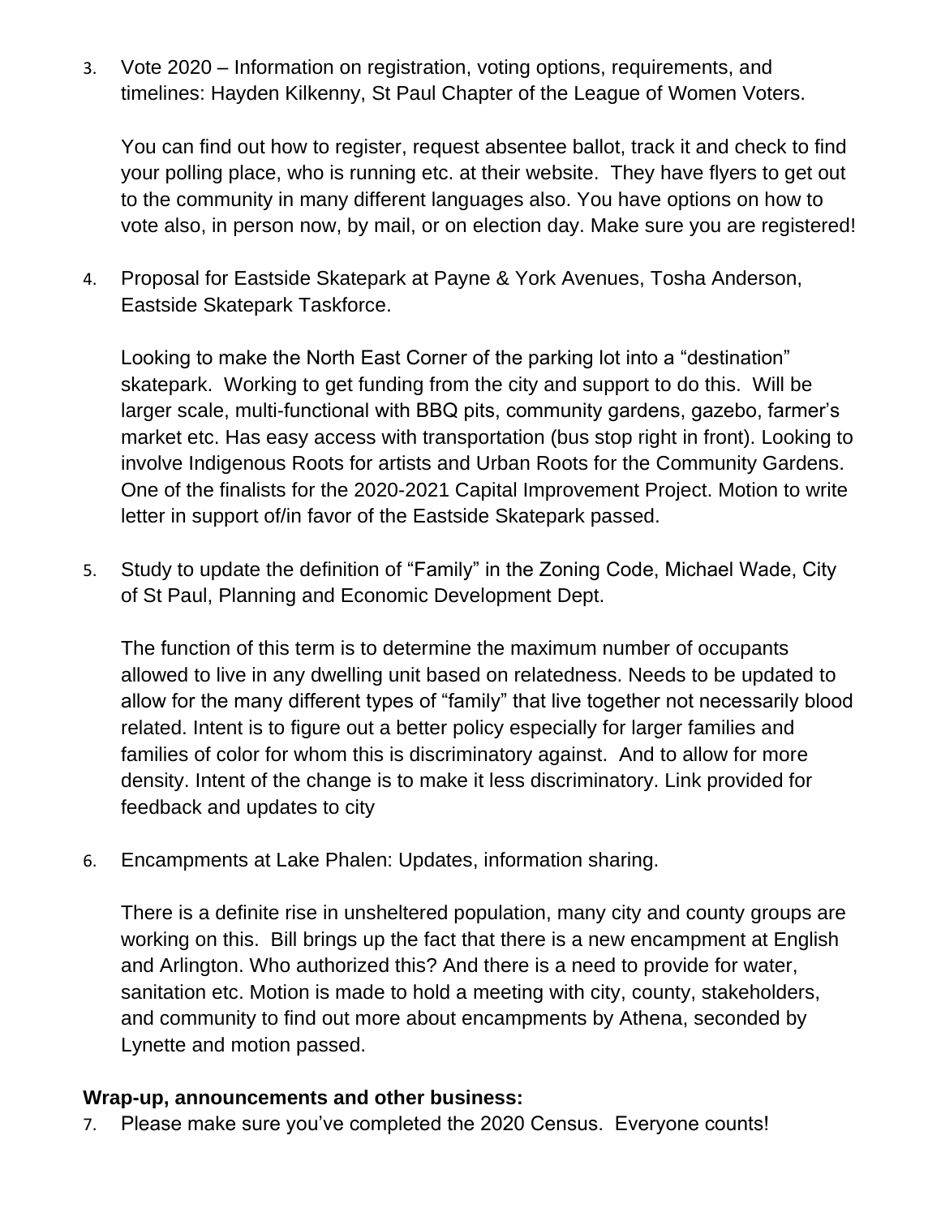3. Vote 2020 – Information on registration, voting options, requirements, and timelines: Hayden Kilkenny, St Paul Chapter of the League of Women Voters.

   You can find out how to register, request absentee ballot, track it and check to find your polling place, who is running etc. at their website. They have flyers to get out to the community in many different languages also. You have options on how to vote also, in person now, by mail, or on election day. Make sure you are registered!

4. Proposal for Eastside Skatepark at Payne & York Avenues, Tosha Anderson, Eastside Skatepark Taskforce.

   Looking to make the North East Corner of the parking lot into a "destination" skatepark. Working to get funding from the city and support to do this. Will be larger scale, multi-functional with BBQ pits, community gardens, gazebo, farmer's market etc. Has easy access with transportation (bus stop right in front). Looking to involve Indigenous Roots for artists and Urban Roots for the Community Gardens. One of the finalists for the 2020-2021 Capital Improvement Project. Motion to write letter in support of/in favor of the Eastside Skatepark passed.

5. Study to update the definition of "Family" in the Zoning Code, Michael Wade, City of St Paul, Planning and Economic Development Dept.

   The function of this term is to determine the maximum number of occupants allowed to live in any dwelling unit based on relatedness. Needs to be updated to allow for the many different types of "family" that live together not necessarily blood related. Intent is to figure out a better policy especially for larger families and families of color for whom this is discriminatory against. And to allow for more density. Intent of the change is to make it less discriminatory. Link provided for feedback and updates to city

6. Encampments at Lake Phalen: Updates, information sharing.

   There is a definite rise in unsheltered population, many city and county groups are working on this. Bill brings up the fact that there is a new encampment at English and Arlington. Who authorized this? And there is a need to provide for water, sanitation etc. Motion is made to hold a meeting with city, county, stakeholders, and community to find out more about encampments by Athena, seconded by Lynette and motion passed.

**Wrap-up, announcements and other business:**

7. Please make sure you've completed the 2020 Census. Everyone counts!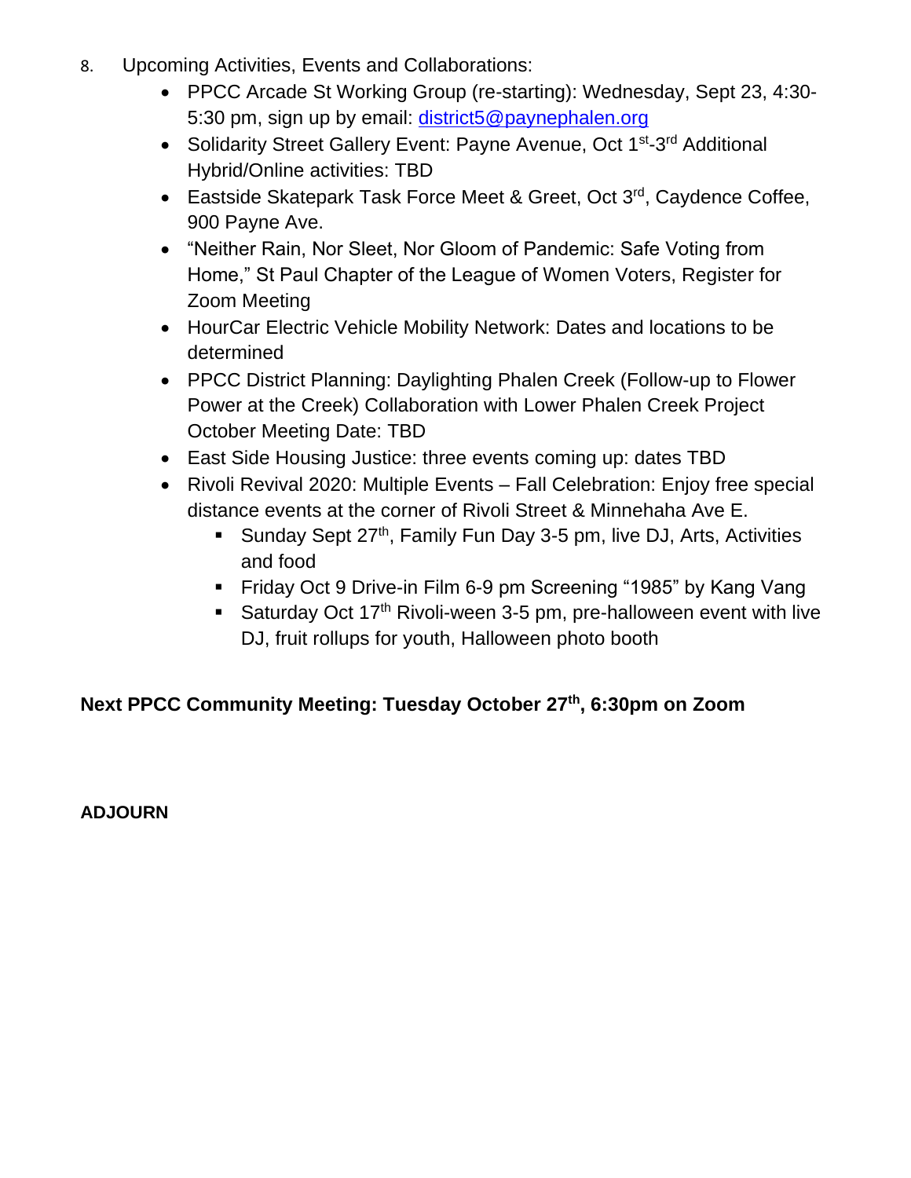8. Upcoming Activities, Events and Collaborations:
    - PPCC Arcade St Working Group (re-starting): Wednesday, Sept 23, 4:30-5:30 pm, sign up by email: district5@paynephalen.org
    - Solidarity Street Gallery Event: Payne Avenue, Oct 1st-3rd Additional Hybrid/Online activities: TBD
    - Eastside Skatepark Task Force Meet & Greet, Oct 3rd, Caydence Coffee, 900 Payne Ave.
    - "Neither Rain, Nor Sleet, Nor Gloom of Pandemic: Safe Voting from Home," St Paul Chapter of the League of Women Voters, Register for Zoom Meeting
    - HourCar Electric Vehicle Mobility Network: Dates and locations to be determined
    - PPCC District Planning: Daylighting Phalen Creek (Follow-up to Flower Power at the Creek) Collaboration with Lower Phalen Creek Project October Meeting Date: TBD
    - East Side Housing Justice: three events coming up: dates TBD
    - Rivoli Revival 2020: Multiple Events – Fall Celebration: Enjoy free special distance events at the corner of Rivoli Street & Minnehaha Ave E.
        - Sunday Sept 27th, Family Fun Day 3-5 pm, live DJ, Arts, Activities and food
        - Friday Oct 9 Drive-in Film 6-9 pm Screening "1985" by Kang Vang
        - Saturday Oct 17th Rivoli-ween 3-5 pm, pre-halloween event with live DJ, fruit rollups for youth, Halloween photo booth

**Next PPCC Community Meeting: Tuesday October 27th, 6:30pm on Zoom**

**ADJOURN**